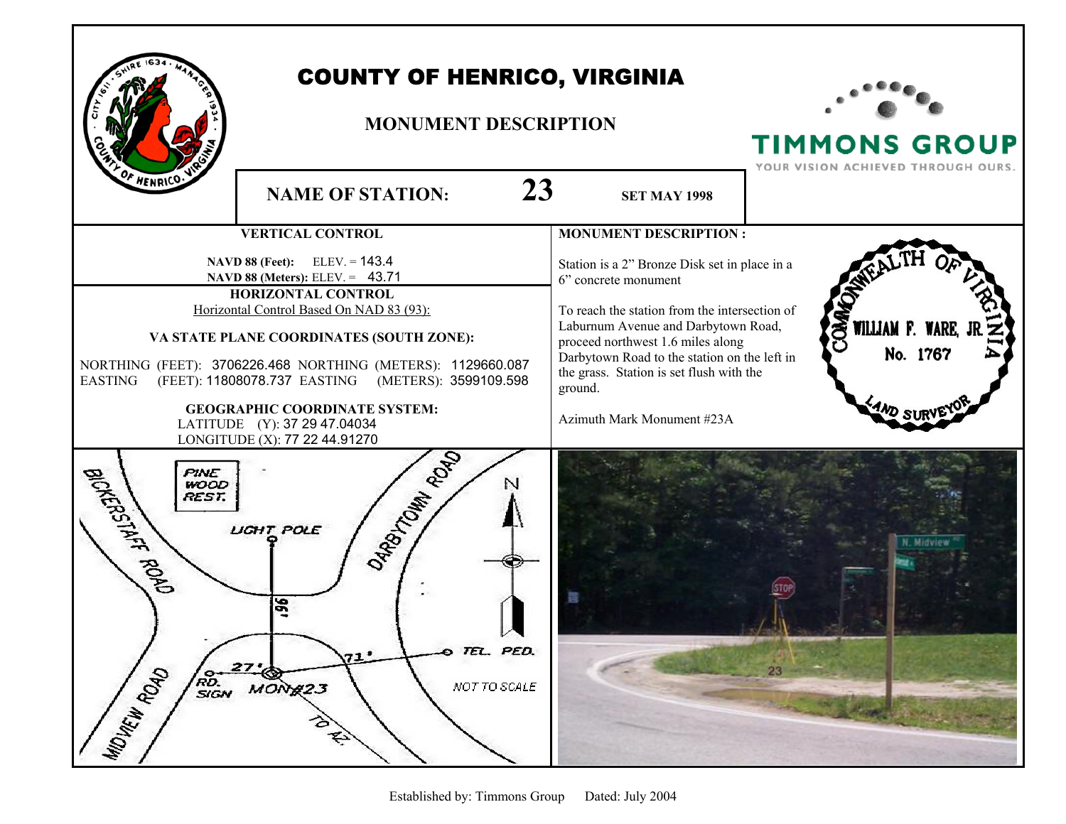# COUNTY OF HENRICO, VIRGINIA

## MONUMENT DESCRIPTION

TIMMONS GROUP
YOUR VISION ACHIEVED THROUGH OURS.

**NAME OF STATION:** **23** **SET MAY 1998**

**VERTICAL CONTROL**

**NAVD 88 (Feet):** ELEV. = 143.4
**NAVD 88 (Meters):** ELEV. = 43.71

**HORIZONTAL CONTROL**

Horizontal Control Based On NAD 83 (93):

**VA STATE PLANE COORDINATES (SOUTH ZONE):**

NORTHING (FEET): 3706226.468 NORTHING (METERS): 1129660.087
EASTING (FEET): 11808078.737 EASTING (METERS): 3599109.598

**GEOGRAPHIC COORDINATE SYSTEM:**

LATITUDE (Y): 37 29 47.04034
LONGITUDE (X): 77 22 44.91270

**MONUMENT DESCRIPTION :**

Station is a 2" Bronze Disk set in place in a 6" concrete monument

To reach the station from the intersection of Laburnum Avenue and Darbytown Road, proceed northwest 1.6 miles along Darbytown Road to the station on the left in the grass. Station is set flush with the ground.

Azimuth Mark Monument #23A

COMMONWEALTH OF VIRGINIA
WILLIAM F. WARE, JR.
No. 1767
LAND SURVEYOR

BICKERSTAFF ROAD
PINE WOOD REST.
LIGHT POLE
DARBYTOWN ROAD
N
96'
27'
71'
TEL. PED.
RD. SIGN
MON#23
TO AZ.
MIDVIEW ROAD
NOT TO SCALE

Established by: Timmons Group Dated: July 2004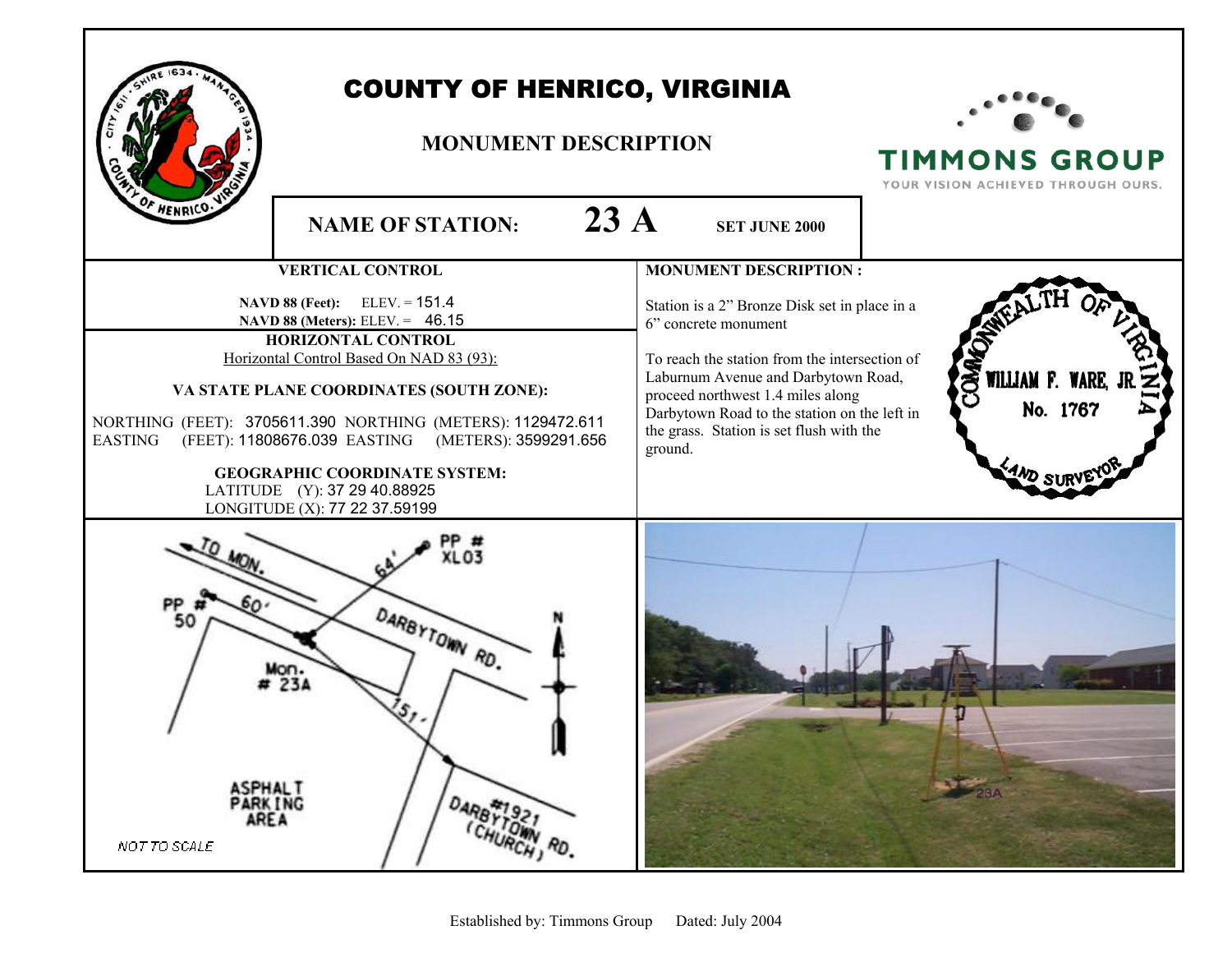# COUNTY OF HENRICO, VIRGINIA

## MONUMENT DESCRIPTION

TIMMONS GROUP
YOUR VISION ACHIEVED THROUGH OURS.

**NAME OF STATION:** **23 A** **SET JUNE 2000**

**VERTICAL CONTROL**

**NAVD 88 (Feet):** ELEV. = 151.4
**NAVD 88 (Meters):** ELEV. = 46.15

**HORIZONTAL CONTROL**

Horizontal Control Based On NAD 83 (93):

**VA STATE PLANE COORDINATES (SOUTH ZONE):**

NORTHING (FEET): 3705611.390 NORTHING (METERS): 1129472.611
EASTING (FEET): 11808676.039 EASTING (METERS): 3599291.656

**GEOGRAPHIC COORDINATE SYSTEM:**

LATITUDE (Y): 37 29 40.88925
LONGITUDE (X): 77 22 37.59199

**MONUMENT DESCRIPTION :**

Station is a 2" Bronze Disk set in place in a 6" concrete monument

To reach the station from the intersection of Laburnum Avenue and Darbytown Road, proceed northwest 1.4 miles along Darbytown Road to the station on the left in the grass. Station is set flush with the ground.

COMMONWEALTH OF VIRGINIA
WILLIAM F. WARE, JR.
No. 1767
LAND SURVEYOR

TO MON.
PP # XL03
64'
PP # 50
60'
DARBYTOWN RD.
N
Mon. # 23A
151'
ASPHALT PARKING AREA
#1921 DARBYTOWN RD. (CHURCH)
NOT TO SCALE

23A

Established by: Timmons Group Dated: July 2004